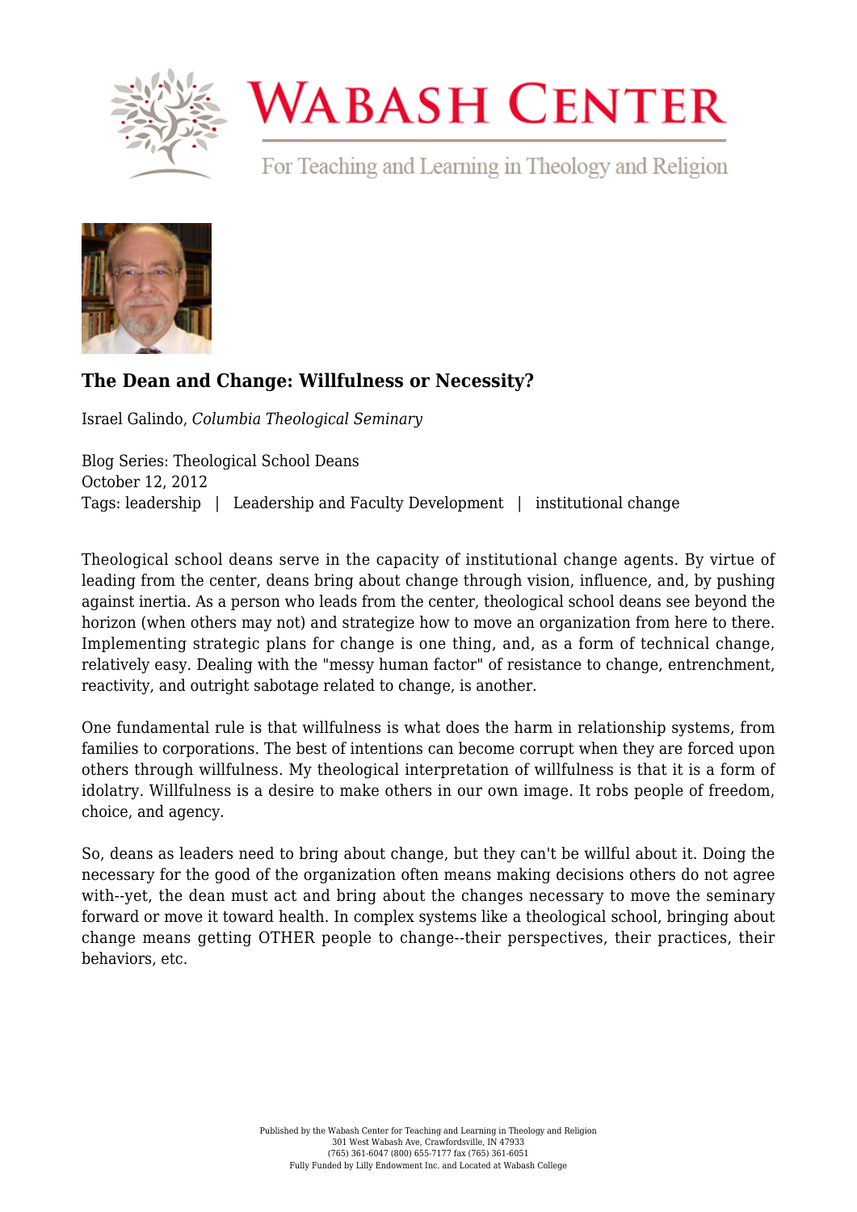# The Dean and Change: Willfulness or Necessity?

Israel Galindo, *Columbia Theological Seminary*

Blog Series: Theological School Deans
October 12, 2012
Tags: leadership | Leadership and Faculty Development | institutional change

Theological school deans serve in the capacity of institutional change agents. By virtue of leading from the center, deans bring about change through vision, influence, and, by pushing against inertia. As a person who leads from the center, theological school deans see beyond the horizon (when others may not) and strategize how to move an organization from here to there. Implementing strategic plans for change is one thing, and, as a form of technical change, relatively easy. Dealing with the "messy human factor" of resistance to change, entrenchment, reactivity, and outright sabotage related to change, is another.

One fundamental rule is that willfulness is what does the harm in relationship systems, from families to corporations. The best of intentions can become corrupt when they are forced upon others through willfulness. My theological interpretation of willfulness is that it is a form of idolatry. Willfulness is a desire to make others in our own image. It robs people of freedom, choice, and agency.

So, deans as leaders need to bring about change, but they can't be willful about it. Doing the necessary for the good of the organization often means making decisions others do not agree with--yet, the dean must act and bring about the changes necessary to move the seminary forward or move it toward health. In complex systems like a theological school, bringing about change means getting OTHER people to change--their perspectives, their practices, their behaviors, etc.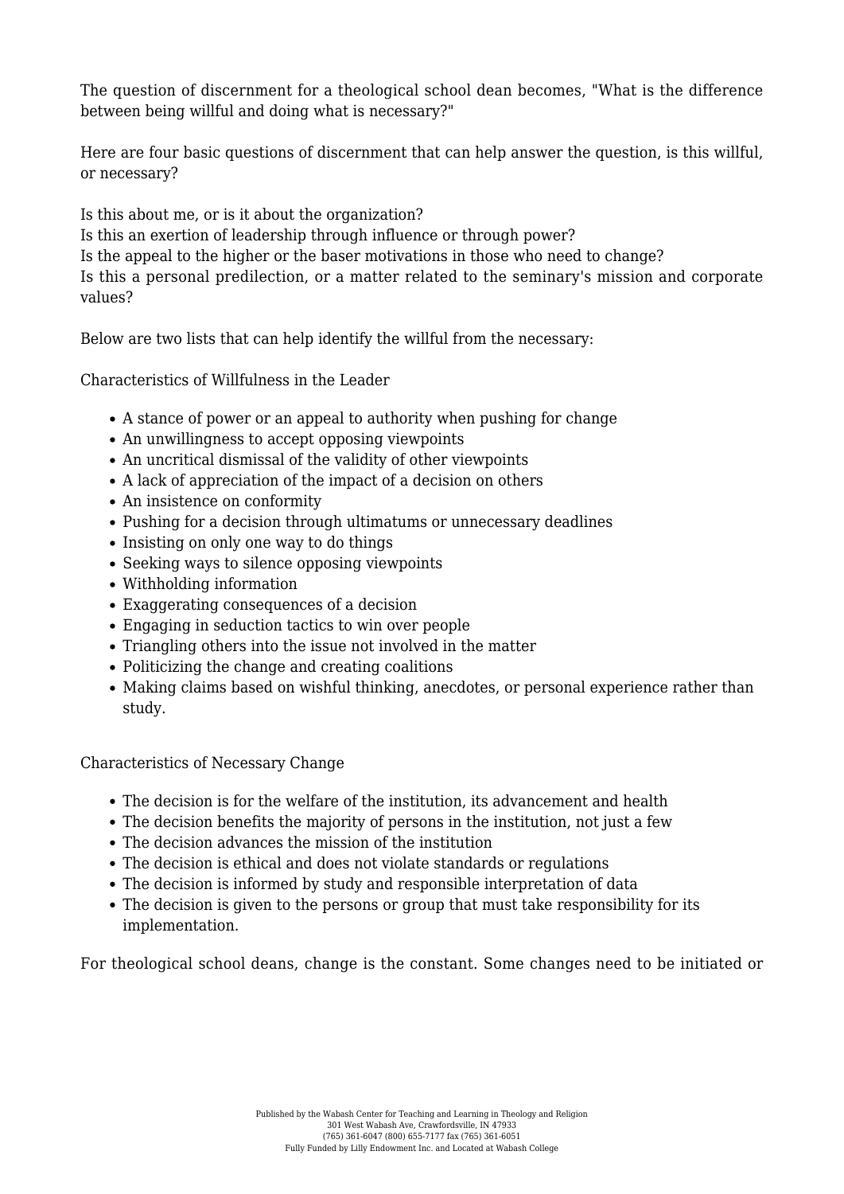The question of discernment for a theological school dean becomes, "What is the difference between being willful and doing what is necessary?"

Here are four basic questions of discernment that can help answer the question, is this willful, or necessary?

Is this about me, or is it about the organization?
Is this an exertion of leadership through influence or through power?
Is the appeal to the higher or the baser motivations in those who need to change?
Is this a personal predilection, or a matter related to the seminary's mission and corporate values?

Below are two lists that can help identify the willful from the necessary:

Characteristics of Willfulness in the Leader

- A stance of power or an appeal to authority when pushing for change
- An unwillingness to accept opposing viewpoints
- An uncritical dismissal of the validity of other viewpoints
- A lack of appreciation of the impact of a decision on others
- An insistence on conformity
- Pushing for a decision through ultimatums or unnecessary deadlines
- Insisting on only one way to do things
- Seeking ways to silence opposing viewpoints
- Withholding information
- Exaggerating consequences of a decision
- Engaging in seduction tactics to win over people
- Triangling others into the issue not involved in the matter
- Politicizing the change and creating coalitions
- Making claims based on wishful thinking, anecdotes, or personal experience rather than study.

Characteristics of Necessary Change

- The decision is for the welfare of the institution, its advancement and health
- The decision benefits the majority of persons in the institution, not just a few
- The decision advances the mission of the institution
- The decision is ethical and does not violate standards or regulations
- The decision is informed by study and responsible interpretation of data
- The decision is given to the persons or group that must take responsibility for its implementation.

For theological school deans, change is the constant. Some changes need to be initiated or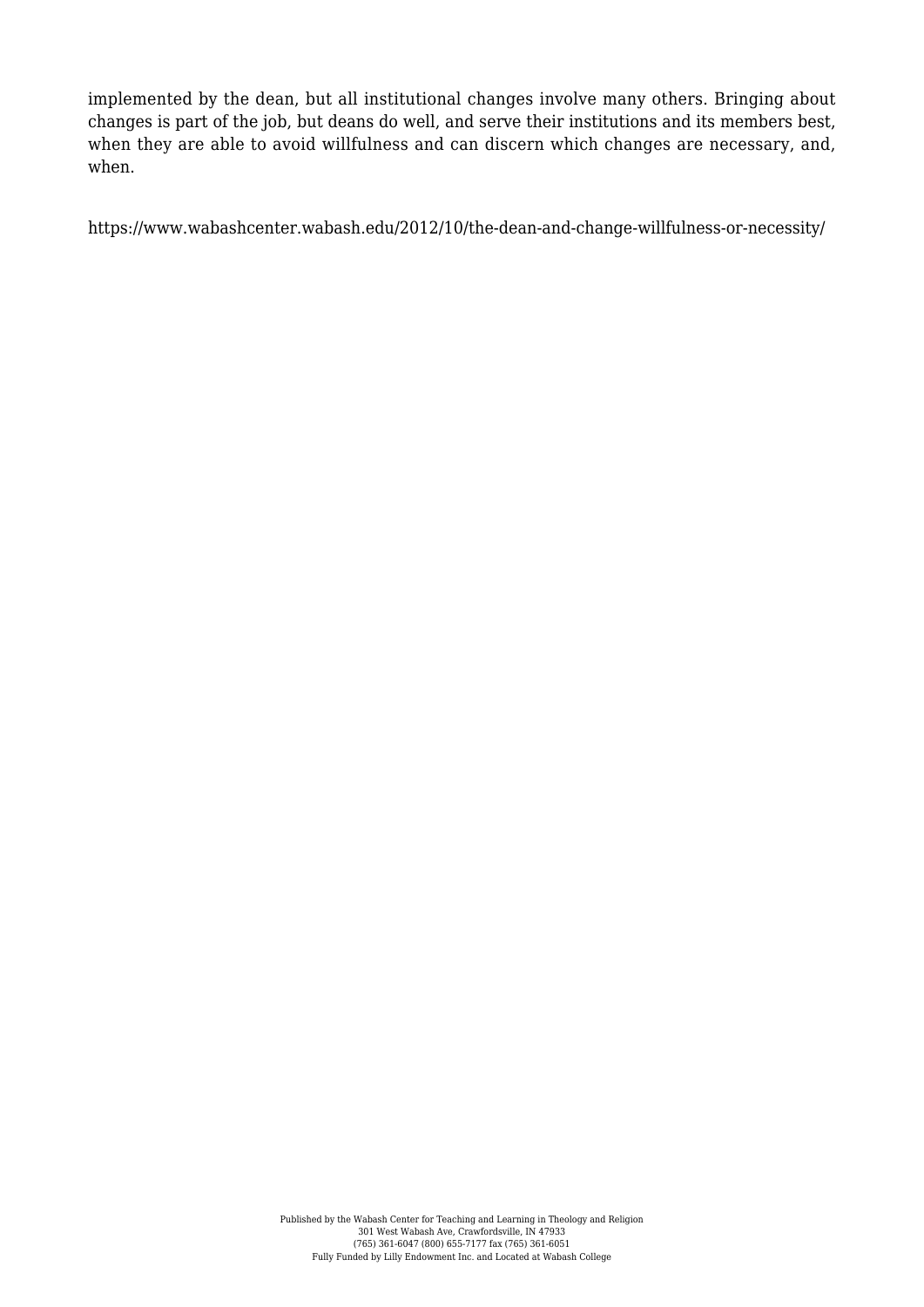implemented by the dean, but all institutional changes involve many others. Bringing about changes is part of the job, but deans do well, and serve their institutions and its members best, when they are able to avoid willfulness and can discern which changes are necessary, and, when.

https://www.wabashcenter.wabash.edu/2012/10/the-dean-and-change-willfulness-or-necessity/